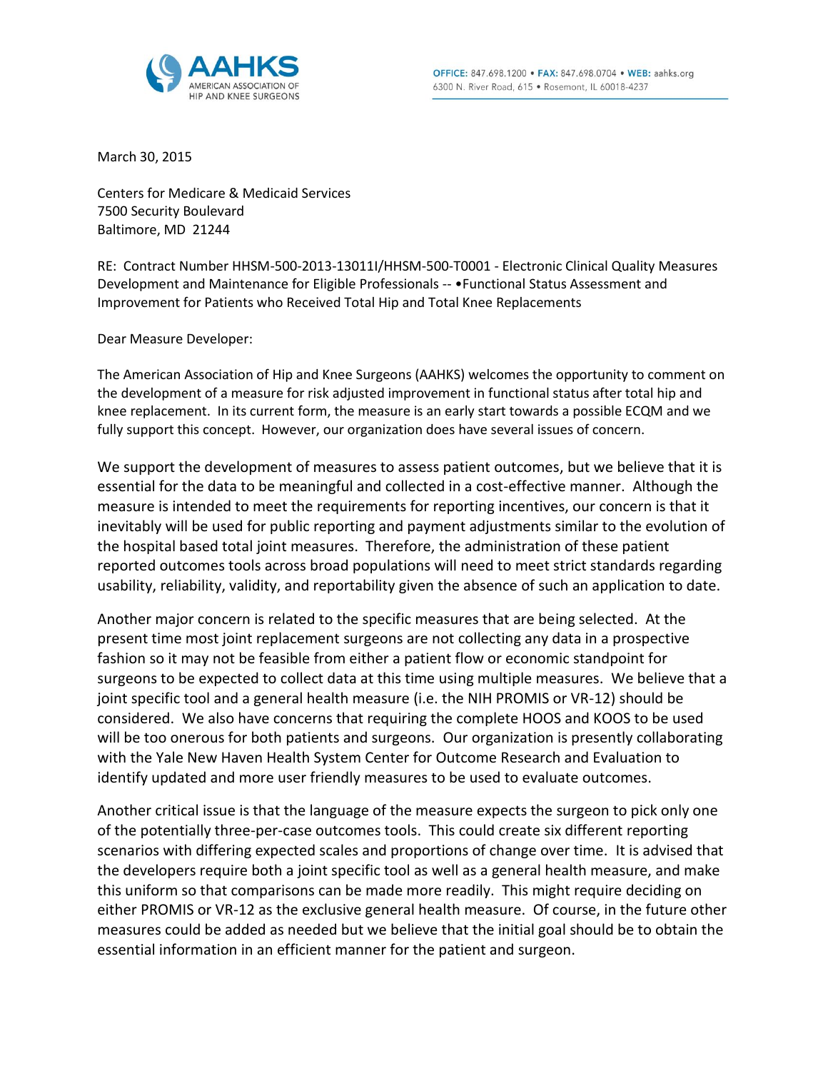AAHKS
AMERICAN ASSOCIATION OF HIP AND KNEE SURGEONS

OFFICE: 847.698.1200 • FAX: 847.698.0704 • WEB: aahks.org
6300 N. River Road, 615 • Rosemont, IL 60018-4237

March 30, 2015

Centers for Medicare & Medicaid Services
7500 Security Boulevard
Baltimore, MD 21244

RE: Contract Number HHSM-500-2013-13011I/HHSM-500-T0001 - Electronic Clinical Quality Measures Development and Maintenance for Eligible Professionals -- •Functional Status Assessment and Improvement for Patients who Received Total Hip and Total Knee Replacements

Dear Measure Developer:

The American Association of Hip and Knee Surgeons (AAHKS) welcomes the opportunity to comment on the development of a measure for risk adjusted improvement in functional status after total hip and knee replacement. In its current form, the measure is an early start towards a possible ECQM and we fully support this concept. However, our organization does have several issues of concern.

We support the development of measures to assess patient outcomes, but we believe that it is essential for the data to be meaningful and collected in a cost-effective manner. Although the measure is intended to meet the requirements for reporting incentives, our concern is that it inevitably will be used for public reporting and payment adjustments similar to the evolution of the hospital based total joint measures. Therefore, the administration of these patient reported outcomes tools across broad populations will need to meet strict standards regarding usability, reliability, validity, and reportability given the absence of such an application to date.

Another major concern is related to the specific measures that are being selected. At the present time most joint replacement surgeons are not collecting any data in a prospective fashion so it may not be feasible from either a patient flow or economic standpoint for surgeons to be expected to collect data at this time using multiple measures. We believe that a joint specific tool and a general health measure (i.e. the NIH PROMIS or VR-12) should be considered. We also have concerns that requiring the complete HOOS and KOOS to be used will be too onerous for both patients and surgeons. Our organization is presently collaborating with the Yale New Haven Health System Center for Outcome Research and Evaluation to identify updated and more user friendly measures to be used to evaluate outcomes.

Another critical issue is that the language of the measure expects the surgeon to pick only one of the potentially three-per-case outcomes tools. This could create six different reporting scenarios with differing expected scales and proportions of change over time. It is advised that the developers require both a joint specific tool as well as a general health measure, and make this uniform so that comparisons can be made more readily. This might require deciding on either PROMIS or VR-12 as the exclusive general health measure. Of course, in the future other measures could be added as needed but we believe that the initial goal should be to obtain the essential information in an efficient manner for the patient and surgeon.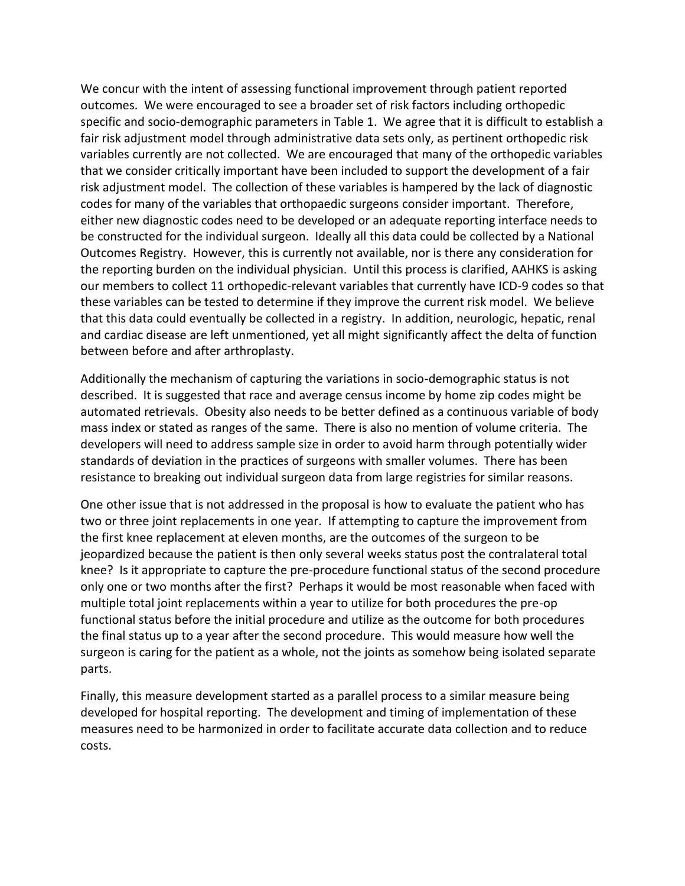We concur with the intent of assessing functional improvement through patient reported outcomes. We were encouraged to see a broader set of risk factors including orthopedic specific and socio-demographic parameters in Table 1. We agree that it is difficult to establish a fair risk adjustment model through administrative data sets only, as pertinent orthopedic risk variables currently are not collected. We are encouraged that many of the orthopedic variables that we consider critically important have been included to support the development of a fair risk adjustment model. The collection of these variables is hampered by the lack of diagnostic codes for many of the variables that orthopaedic surgeons consider important. Therefore, either new diagnostic codes need to be developed or an adequate reporting interface needs to be constructed for the individual surgeon. Ideally all this data could be collected by a National Outcomes Registry. However, this is currently not available, nor is there any consideration for the reporting burden on the individual physician. Until this process is clarified, AAHKS is asking our members to collect 11 orthopedic-relevant variables that currently have ICD-9 codes so that these variables can be tested to determine if they improve the current risk model. We believe that this data could eventually be collected in a registry. In addition, neurologic, hepatic, renal and cardiac disease are left unmentioned, yet all might significantly affect the delta of function between before and after arthroplasty.

Additionally the mechanism of capturing the variations in socio-demographic status is not described. It is suggested that race and average census income by home zip codes might be automated retrievals. Obesity also needs to be better defined as a continuous variable of body mass index or stated as ranges of the same. There is also no mention of volume criteria. The developers will need to address sample size in order to avoid harm through potentially wider standards of deviation in the practices of surgeons with smaller volumes. There has been resistance to breaking out individual surgeon data from large registries for similar reasons.

One other issue that is not addressed in the proposal is how to evaluate the patient who has two or three joint replacements in one year. If attempting to capture the improvement from the first knee replacement at eleven months, are the outcomes of the surgeon to be jeopardized because the patient is then only several weeks status post the contralateral total knee? Is it appropriate to capture the pre-procedure functional status of the second procedure only one or two months after the first? Perhaps it would be most reasonable when faced with multiple total joint replacements within a year to utilize for both procedures the pre-op functional status before the initial procedure and utilize as the outcome for both procedures the final status up to a year after the second procedure. This would measure how well the surgeon is caring for the patient as a whole, not the joints as somehow being isolated separate parts.

Finally, this measure development started as a parallel process to a similar measure being developed for hospital reporting. The development and timing of implementation of these measures need to be harmonized in order to facilitate accurate data collection and to reduce costs.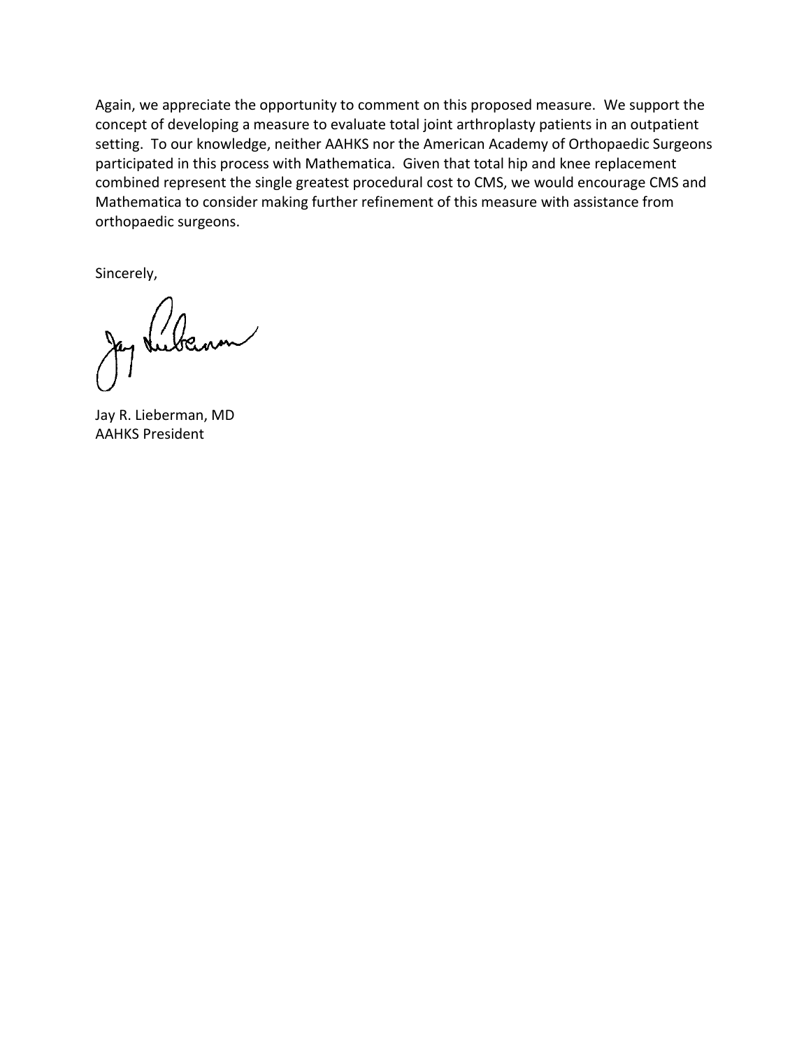Again, we appreciate the opportunity to comment on this proposed measure. We support the concept of developing a measure to evaluate total joint arthroplasty patients in an outpatient setting. To our knowledge, neither AAHKS nor the American Academy of Orthopaedic Surgeons participated in this process with Mathematica. Given that total hip and knee replacement combined represent the single greatest procedural cost to CMS, we would encourage CMS and Mathematica to consider making further refinement of this measure with assistance from orthopaedic surgeons.

Sincerely,

Jay R. Lieberman, MD  
AAHKS President